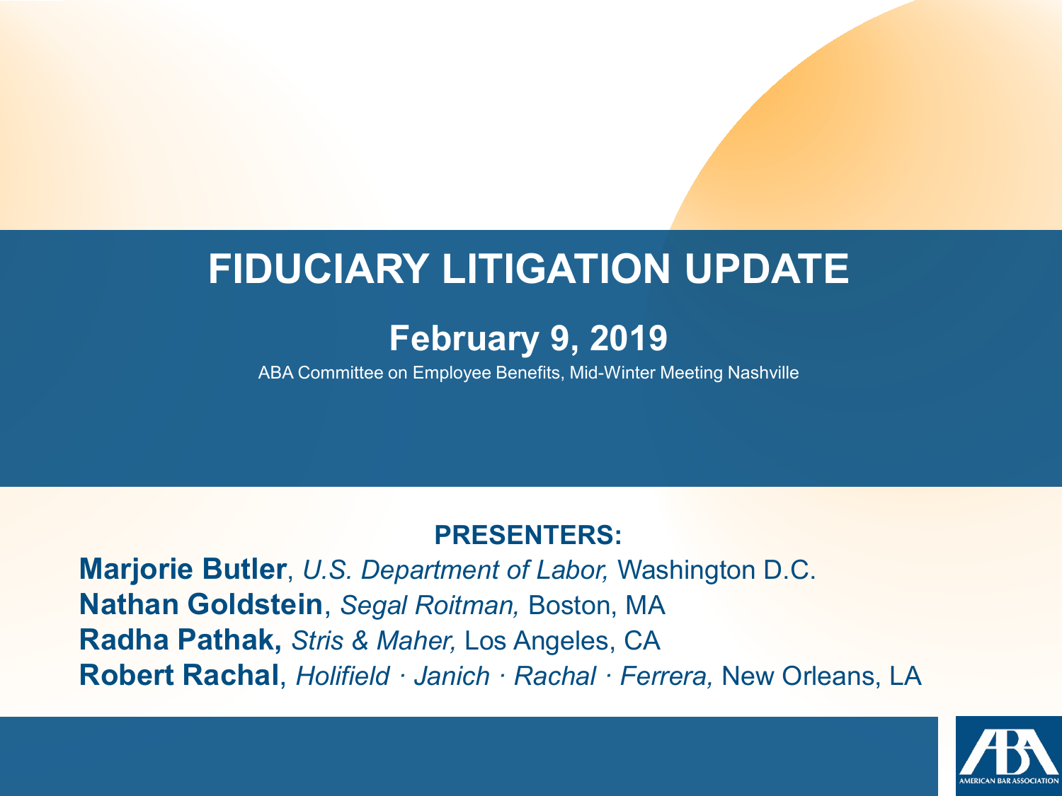# FIDUCIARY LITIGATION UPDATE

## February 9, 2019

ABA Committee on Employee Benefits, Mid-Winter Meeting Nashville

**PRESENTERS:**

**Marjorie Butler**, *U.S. Department of Labor,* Washington D.C.
**Nathan Goldstein**, *Segal Roitman,* Boston, MA
**Radha Pathak,** *Stris & Maher,* Los Angeles, CA
**Robert Rachal**, *Holifield · Janich · Rachal · Ferrera,* New Orleans, LA

AMERICAN BAR ASSOCIATION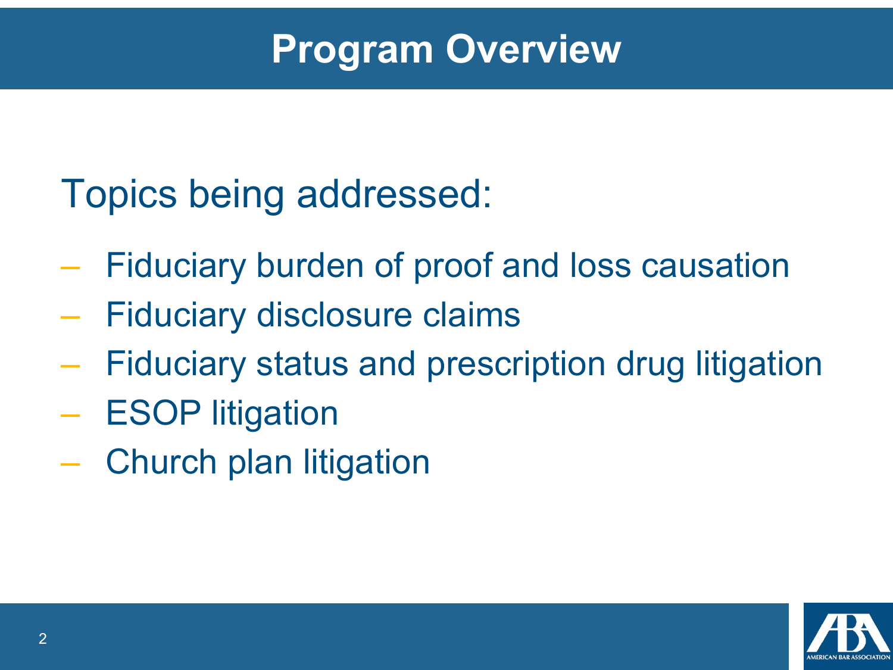# Program Overview

Topics being addressed:

- Fiduciary burden of proof and loss causation
- Fiduciary disclosure claims
- Fiduciary status and prescription drug litigation
- ESOP litigation
- Church plan litigation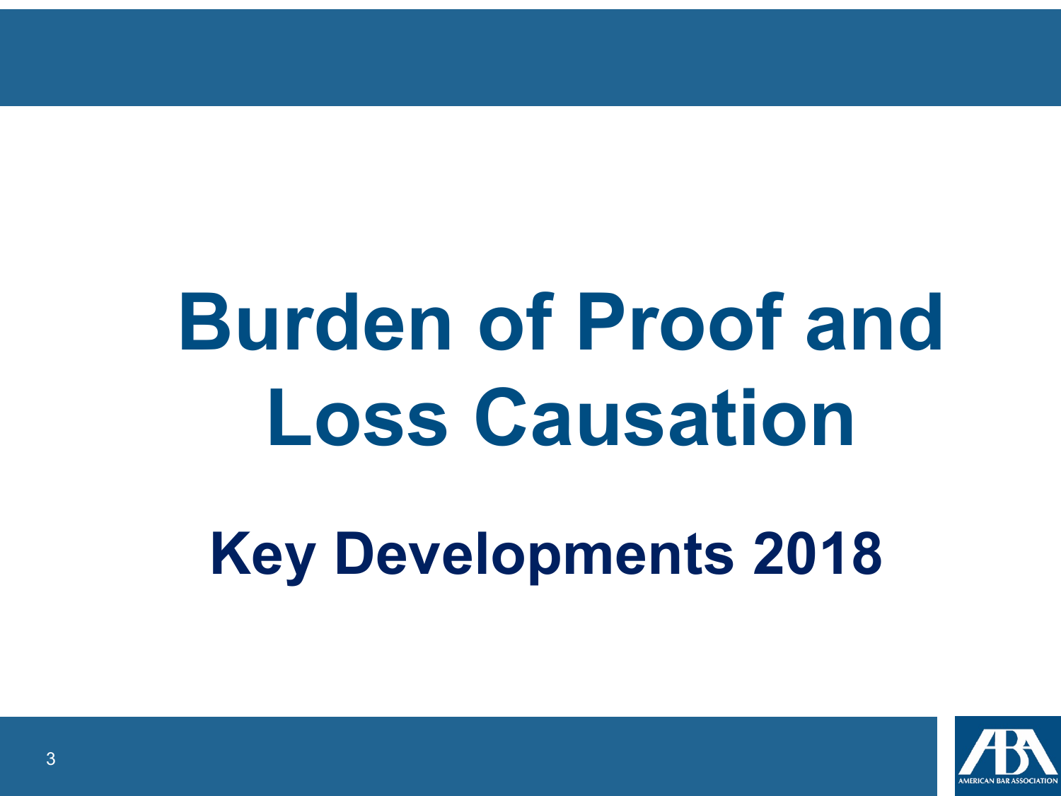# Burden of Proof and Loss Causation

## Key Developments 2018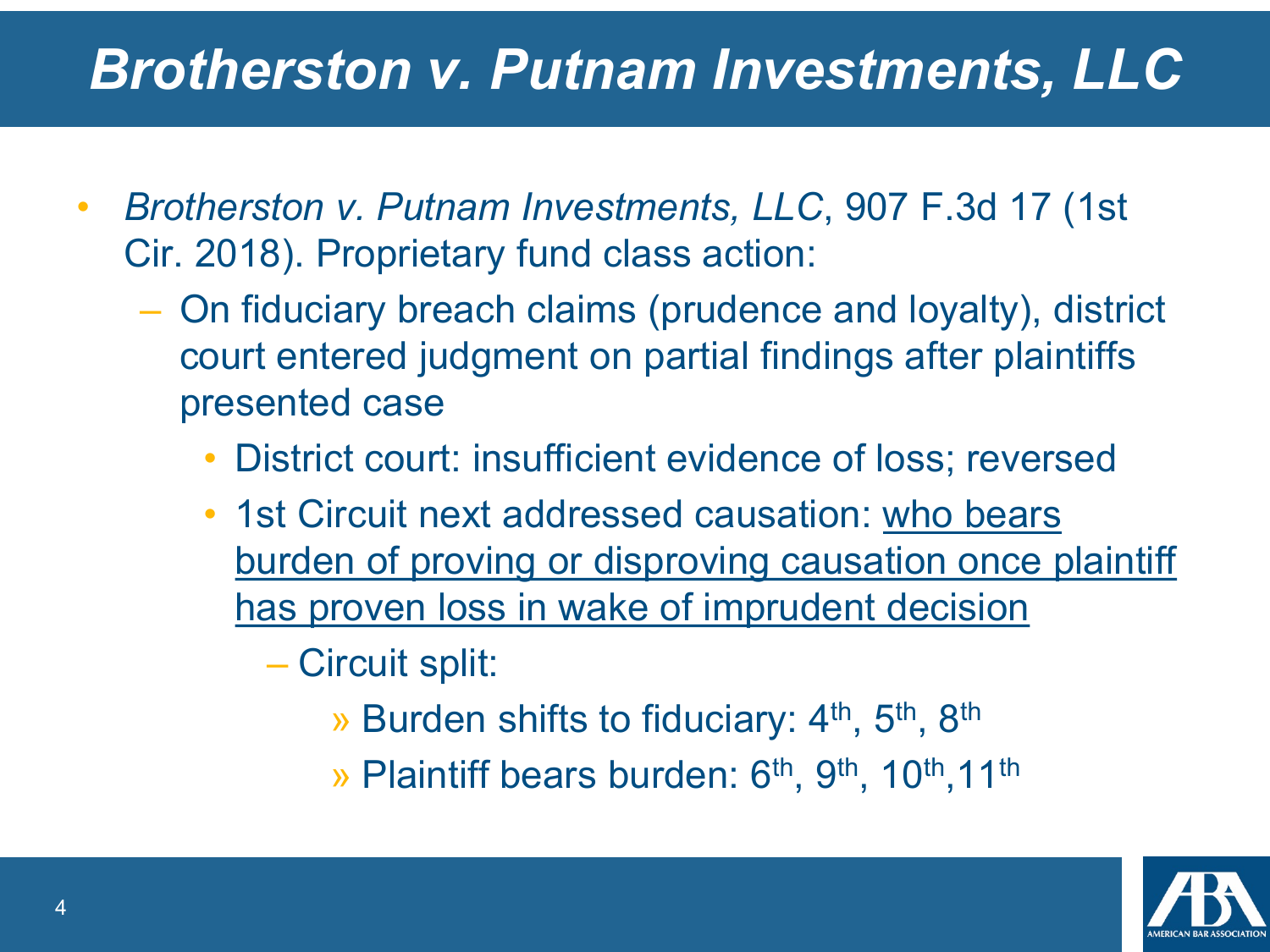# *Brotherston v. Putnam Investments, LLC*

- *Brotherston v. Putnam Investments, LLC*, 907 F.3d 17 (1st Cir. 2018). Proprietary fund class action:
  - On fiduciary breach claims (prudence and loyalty), district court entered judgment on partial findings after plaintiffs presented case
    - District court: insufficient evidence of loss; reversed
    - 1st Circuit next addressed causation: <u>who bears burden of proving or disproving causation once plaintiff has proven loss in wake of imprudent decision</u>
      - Circuit split:
        - » Burden shifts to fiduciary: 4th, 5th, 8th
        - » Plaintiff bears burden: 6th, 9th, 10th, 11th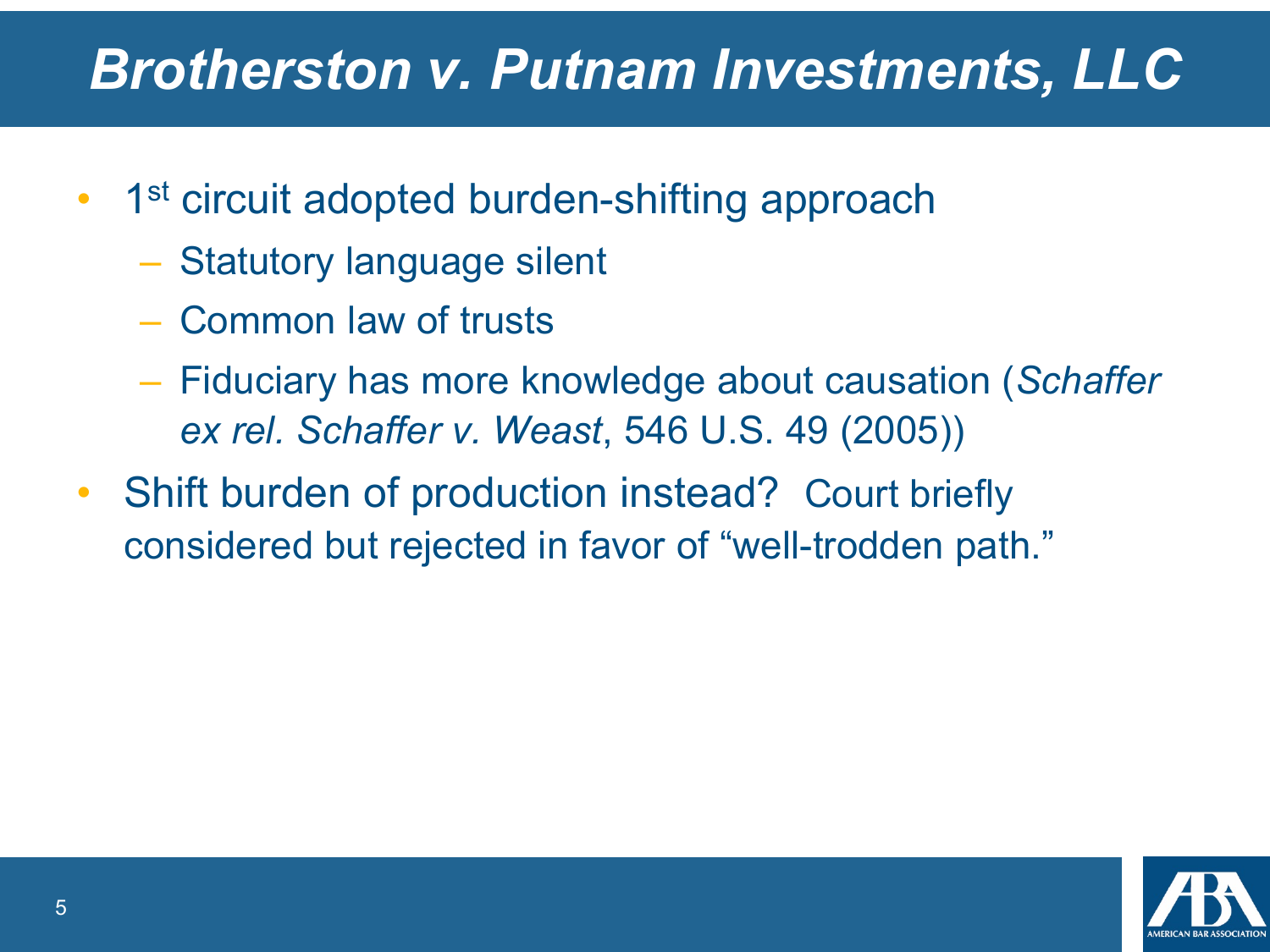# *Brotherston v. Putnam Investments, LLC*

- 1st circuit adopted burden-shifting approach
  - Statutory language silent
  - Common law of trusts
  - Fiduciary has more knowledge about causation (*Schaffer ex rel. Schaffer v. Weast*, 546 U.S. 49 (2005))
- Shift burden of production instead? Court briefly considered but rejected in favor of "well-trodden path."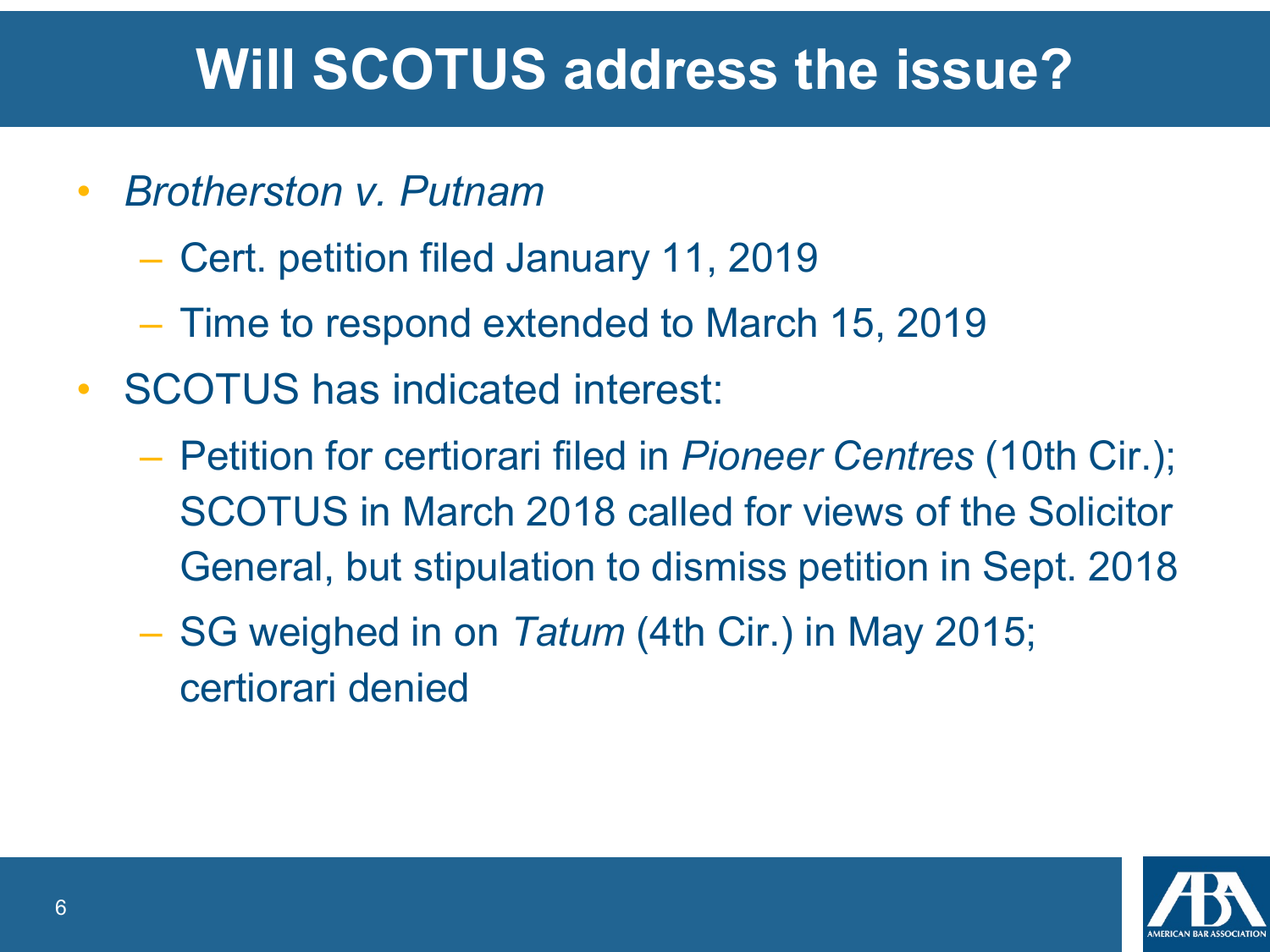# Will SCOTUS address the issue?

- *Brotherston v. Putnam*
  - Cert. petition filed January 11, 2019
  - Time to respond extended to March 15, 2019
- SCOTUS has indicated interest:
  - Petition for certiorari filed in *Pioneer Centres* (10th Cir.); SCOTUS in March 2018 called for views of the Solicitor General, but stipulation to dismiss petition in Sept. 2018
  - SG weighed in on *Tatum* (4th Cir.) in May 2015; certiorari denied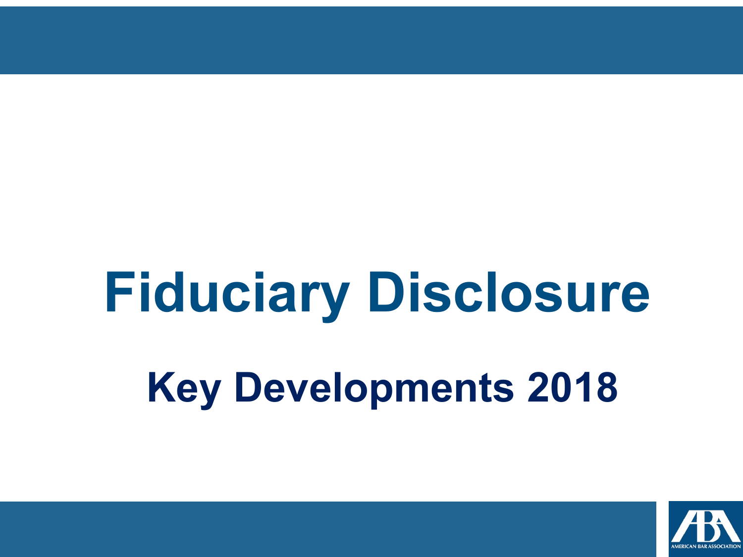# Fiduciary Disclosure

## Key Developments 2018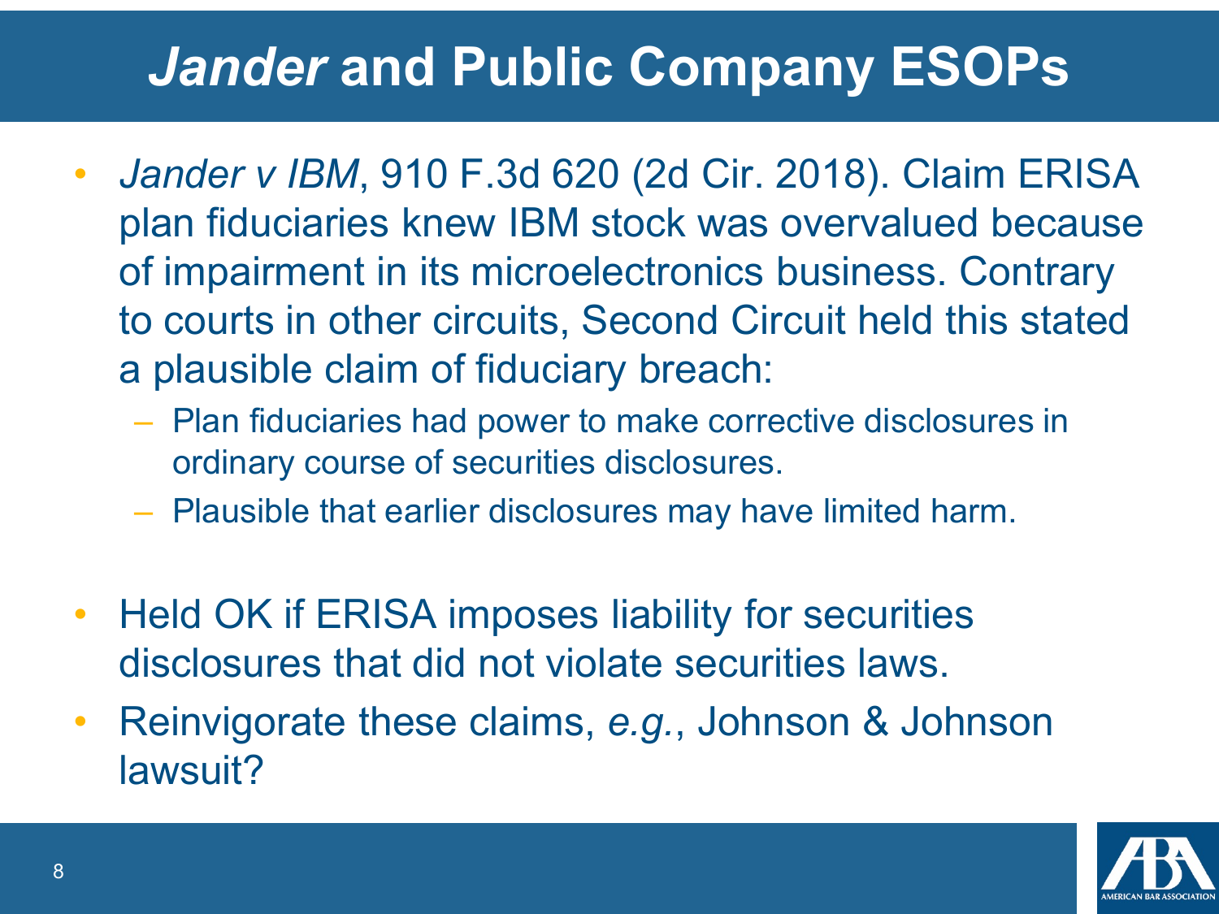# *Jander* and Public Company ESOPs

- *Jander v IBM*, 910 F.3d 620 (2d Cir. 2018). Claim ERISA plan fiduciaries knew IBM stock was overvalued because of impairment in its microelectronics business. Contrary to courts in other circuits, Second Circuit held this stated a plausible claim of fiduciary breach:
  - Plan fiduciaries had power to make corrective disclosures in ordinary course of securities disclosures.
  - Plausible that earlier disclosures may have limited harm.

- Held OK if ERISA imposes liability for securities disclosures that did not violate securities laws.
- Reinvigorate these claims, *e.g.*, Johnson & Johnson lawsuit?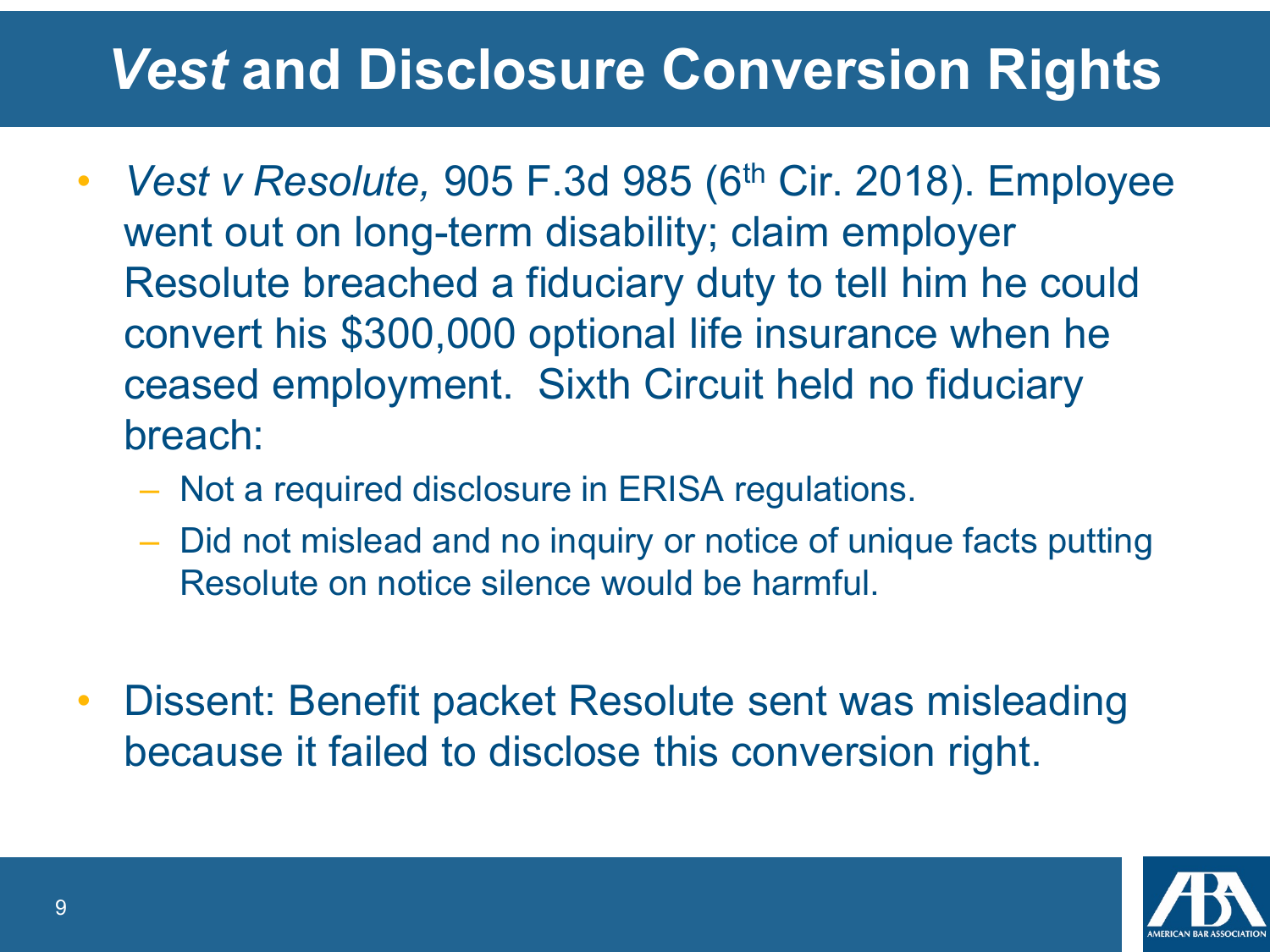# *Vest* and Disclosure Conversion Rights

- *Vest v Resolute,* 905 F.3d 985 (6th Cir. 2018). Employee went out on long-term disability; claim employer Resolute breached a fiduciary duty to tell him he could convert his $300,000 optional life insurance when he ceased employment. Sixth Circuit held no fiduciary breach:
  - Not a required disclosure in ERISA regulations.
  - Did not mislead and no inquiry or notice of unique facts putting Resolute on notice silence would be harmful.

- Dissent: Benefit packet Resolute sent was misleading because it failed to disclose this conversion right.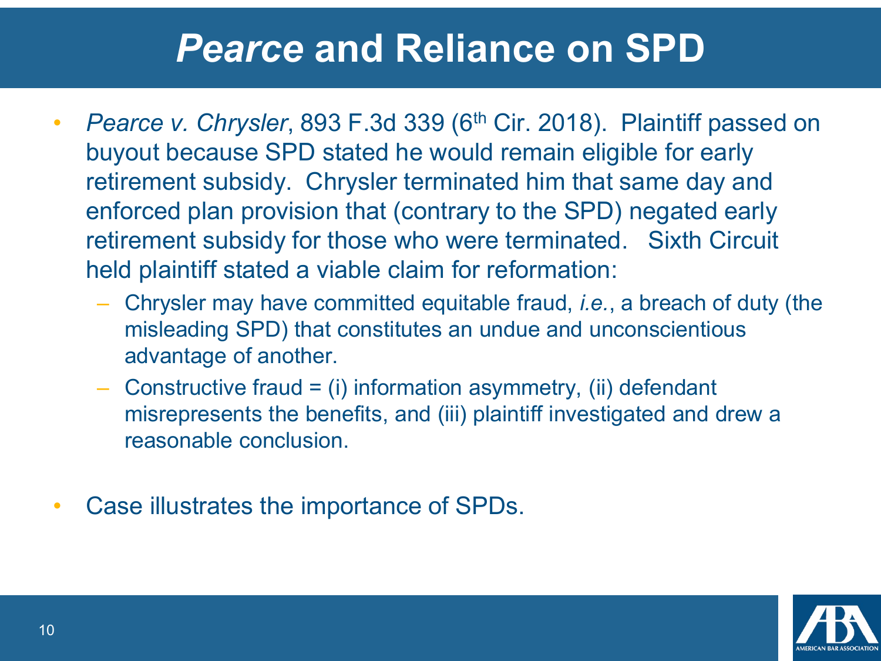# *Pearce* and Reliance on SPD

- *Pearce v. Chrysler*, 893 F.3d 339 (6th Cir. 2018). Plaintiff passed on buyout because SPD stated he would remain eligible for early retirement subsidy. Chrysler terminated him that same day and enforced plan provision that (contrary to the SPD) negated early retirement subsidy for those who were terminated. Sixth Circuit held plaintiff stated a viable claim for reformation:
  - Chrysler may have committed equitable fraud, *i.e.*, a breach of duty (the misleading SPD) that constitutes an undue and unconscientious advantage of another.
  - Constructive fraud = (i) information asymmetry, (ii) defendant misrepresents the benefits, and (iii) plaintiff investigated and drew a reasonable conclusion.
- Case illustrates the importance of SPDs.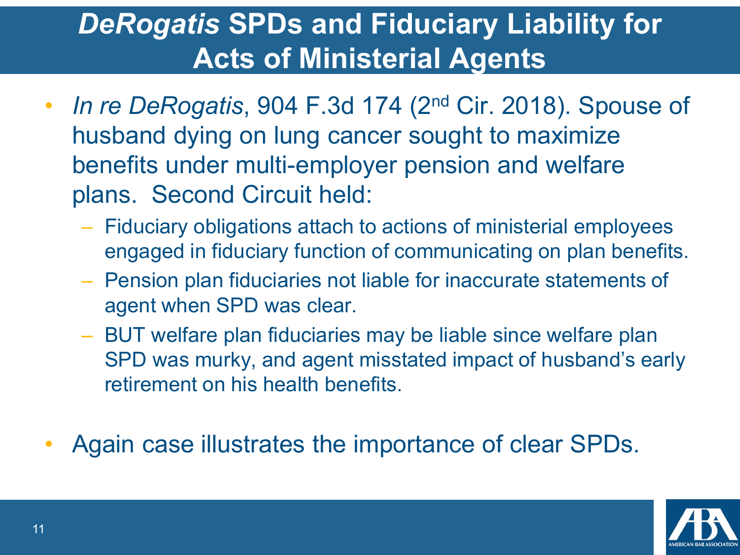# *DeRogatis* SPDs and Fiduciary Liability for Acts of Ministerial Agents

- *In re DeRogatis*, 904 F.3d 174 (2nd Cir. 2018). Spouse of husband dying on lung cancer sought to maximize benefits under multi-employer pension and welfare plans. Second Circuit held:
  - Fiduciary obligations attach to actions of ministerial employees engaged in fiduciary function of communicating on plan benefits.
  - Pension plan fiduciaries not liable for inaccurate statements of agent when SPD was clear.
  - BUT welfare plan fiduciaries may be liable since welfare plan SPD was murky, and agent misstated impact of husband's early retirement on his health benefits.
- Again case illustrates the importance of clear SPDs.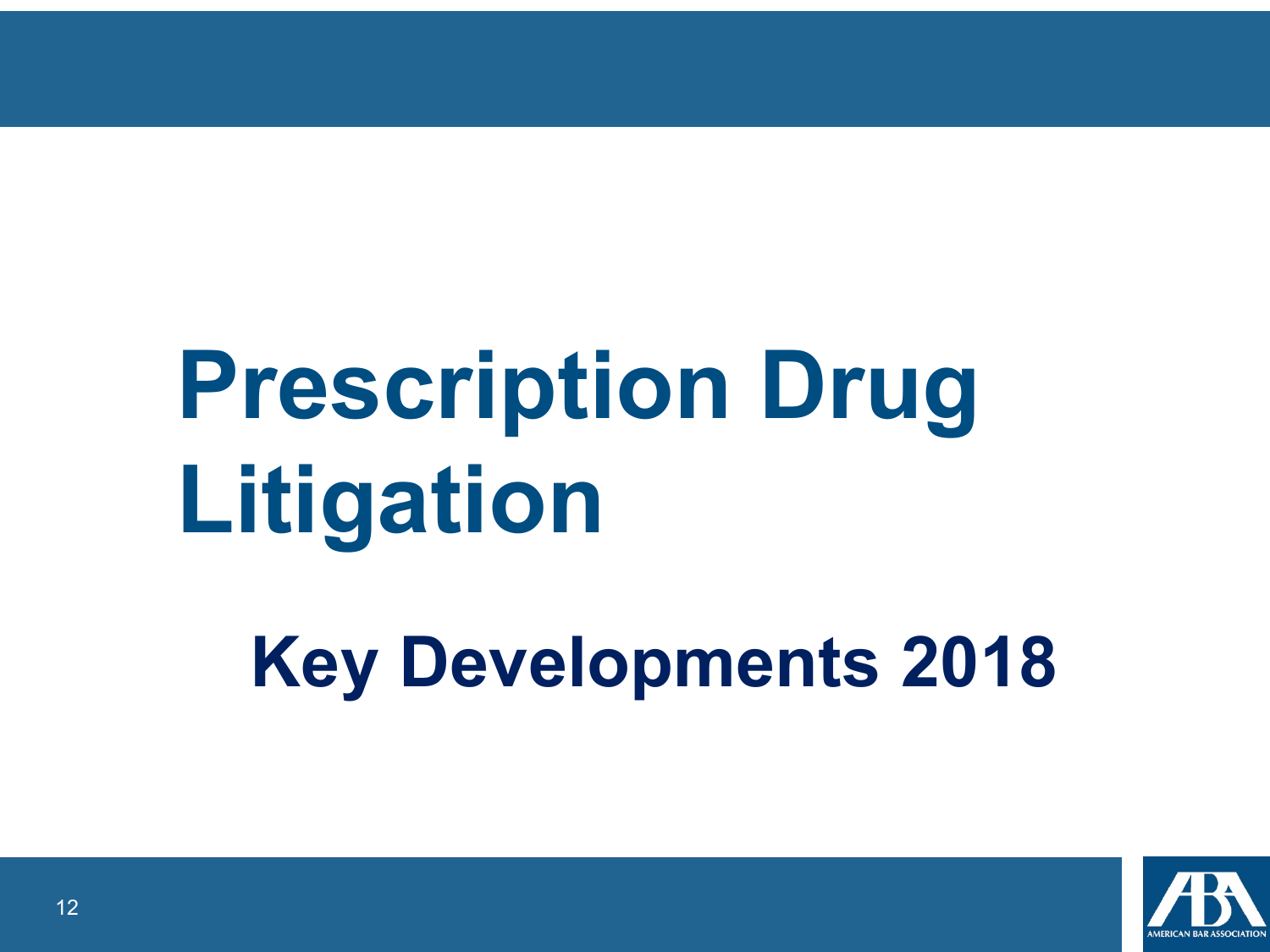# Prescription Drug Litigation

## Key Developments 2018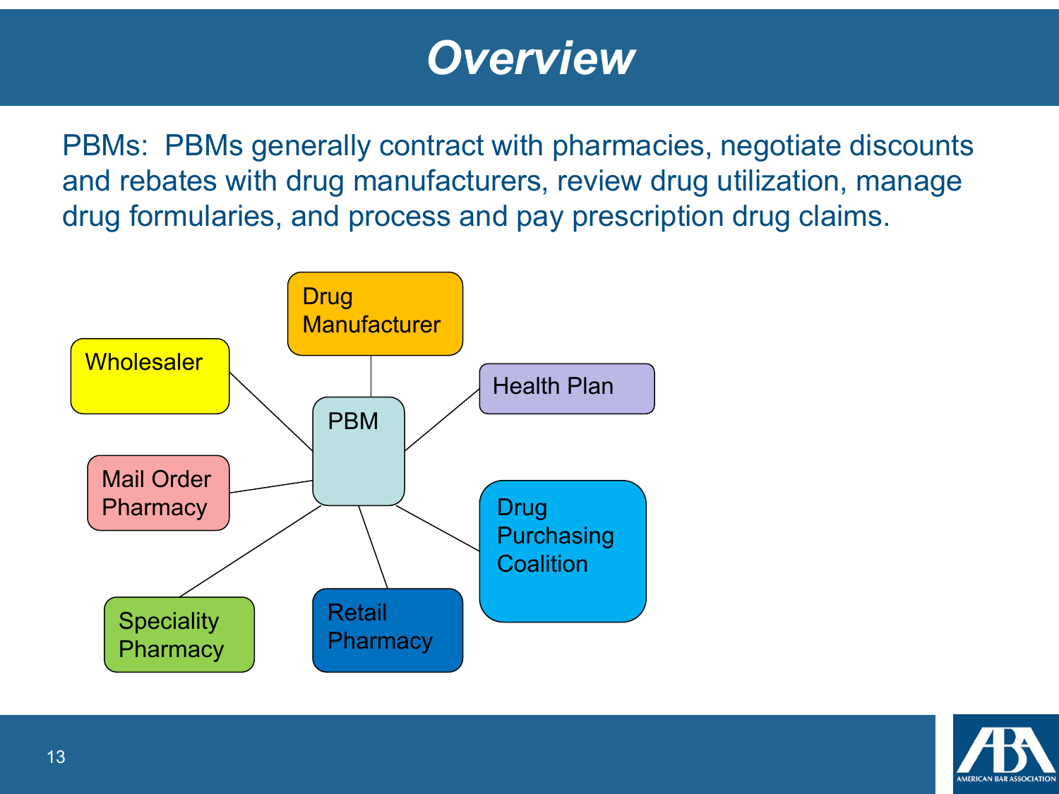# Overview

PBMs: PBMs generally contract with pharmacies, negotiate discounts and rebates with drug manufacturers, review drug utilization, manage drug formularies, and process and pay prescription drug claims.

Drug Manufacturer

Wholesaler

Health Plan

PBM

Mail Order Pharmacy

Drug Purchasing Coalition

Speciality Pharmacy

Retail Pharmacy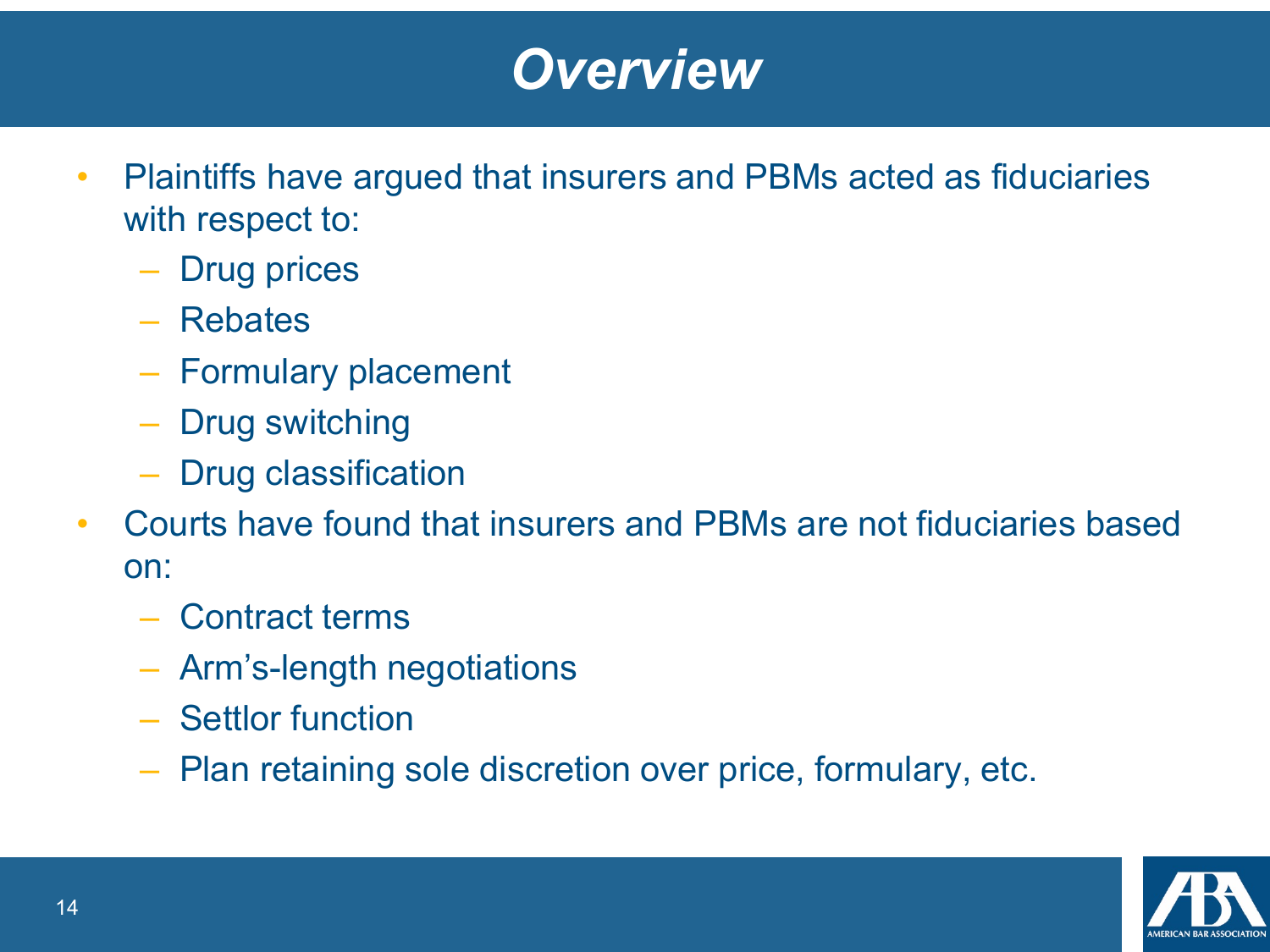# Overview

- Plaintiffs have argued that insurers and PBMs acted as fiduciaries with respect to:
  - Drug prices
  - Rebates
  - Formulary placement
  - Drug switching
  - Drug classification
- Courts have found that insurers and PBMs are not fiduciaries based on:
  - Contract terms
  - Arm's-length negotiations
  - Settlor function
  - Plan retaining sole discretion over price, formulary, etc.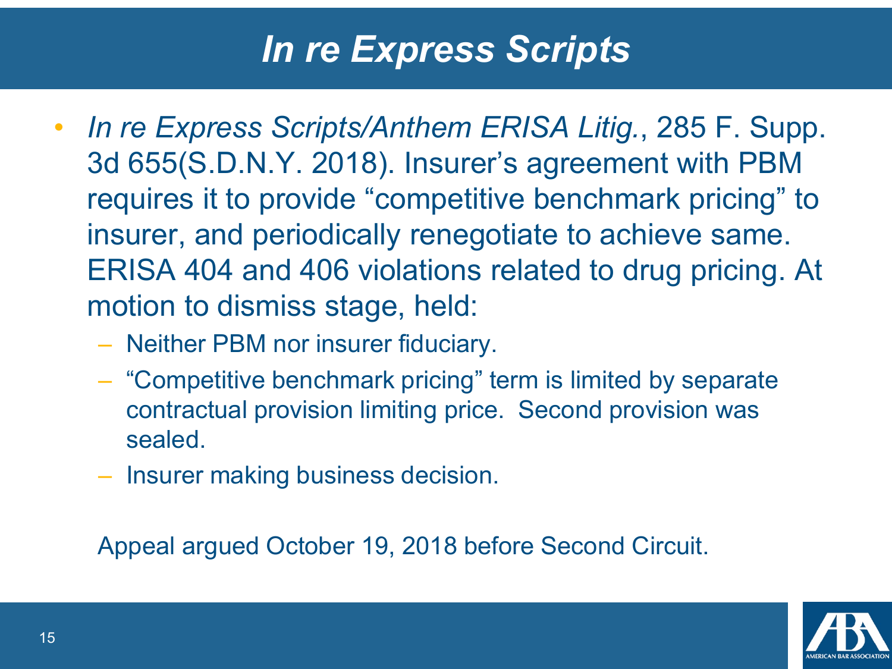# *In re Express Scripts*

- *In re Express Scripts/Anthem ERISA Litig.*, 285 F. Supp. 3d 655(S.D.N.Y. 2018). Insurer's agreement with PBM requires it to provide "competitive benchmark pricing" to insurer, and periodically renegotiate to achieve same. ERISA 404 and 406 violations related to drug pricing. At motion to dismiss stage, held:
  - Neither PBM nor insurer fiduciary.
  - "Competitive benchmark pricing" term is limited by separate contractual provision limiting price. Second provision was sealed.
  - Insurer making business decision.

Appeal argued October 19, 2018 before Second Circuit.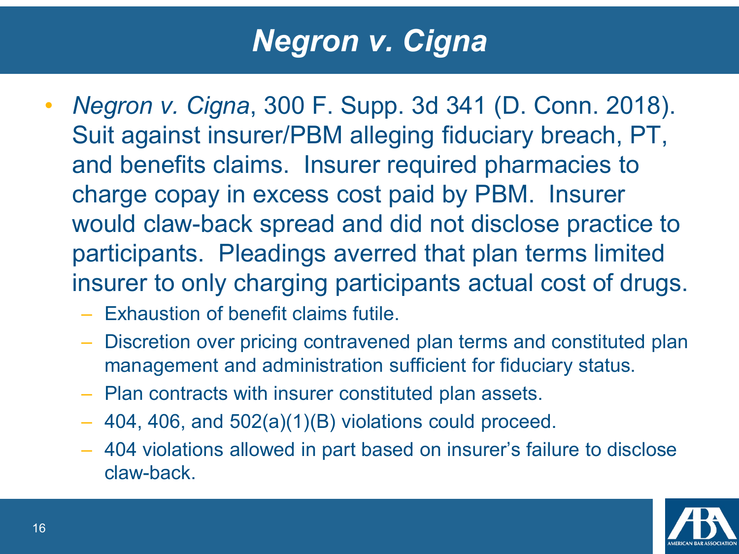# *Negron v. Cigna*

- *Negron v. Cigna*, 300 F. Supp. 3d 341 (D. Conn. 2018). Suit against insurer/PBM alleging fiduciary breach, PT, and benefits claims. Insurer required pharmacies to charge copay in excess cost paid by PBM. Insurer would claw-back spread and did not disclose practice to participants. Pleadings averred that plan terms limited insurer to only charging participants actual cost of drugs.
  - Exhaustion of benefit claims futile.
  - Discretion over pricing contravened plan terms and constituted plan management and administration sufficient for fiduciary status.
  - Plan contracts with insurer constituted plan assets.
  - 404, 406, and 502(a)(1)(B) violations could proceed.
  - 404 violations allowed in part based on insurer's failure to disclose claw-back.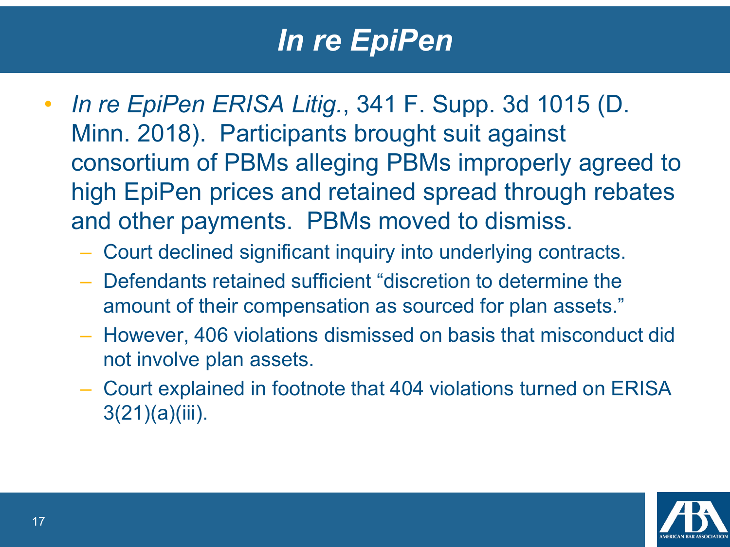# *In re EpiPen*

- *In re EpiPen ERISA Litig.*, 341 F. Supp. 3d 1015 (D. Minn. 2018). Participants brought suit against consortium of PBMs alleging PBMs improperly agreed to high EpiPen prices and retained spread through rebates and other payments. PBMs moved to dismiss.
  - Court declined significant inquiry into underlying contracts.
  - Defendants retained sufficient "discretion to determine the amount of their compensation as sourced for plan assets."
  - However, 406 violations dismissed on basis that misconduct did not involve plan assets.
  - Court explained in footnote that 404 violations turned on ERISA 3(21)(a)(iii).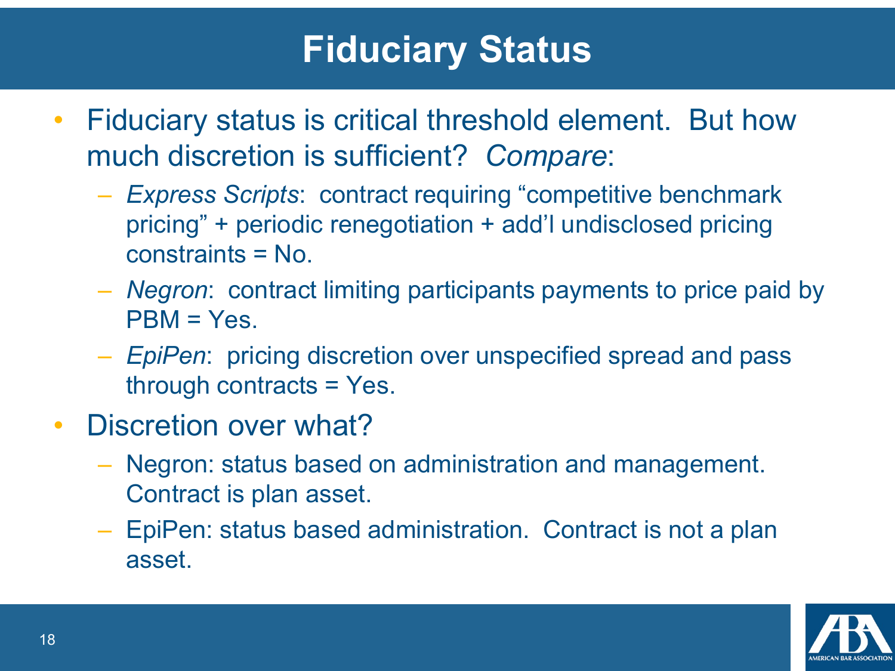# Fiduciary Status

- Fiduciary status is critical threshold element. But how much discretion is sufficient? *Compare*:
  - *Express Scripts*: contract requiring "competitive benchmark pricing" + periodic renegotiation + add'l undisclosed pricing constraints = No.
  - *Negron*: contract limiting participants payments to price paid by PBM = Yes.
  - *EpiPen*: pricing discretion over unspecified spread and pass through contracts = Yes.
- Discretion over what?
  - Negron: status based on administration and management. Contract is plan asset.
  - EpiPen: status based administration. Contract is not a plan asset.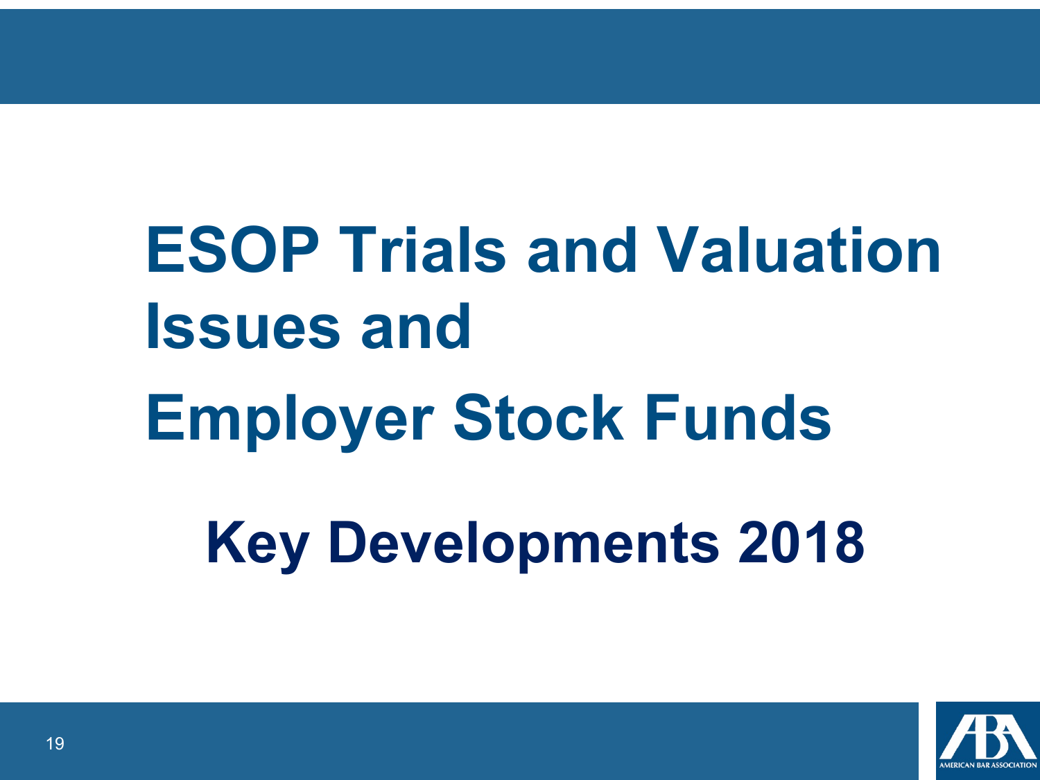# ESOP Trials and Valuation Issues and Employer Stock Funds

## Key Developments 2018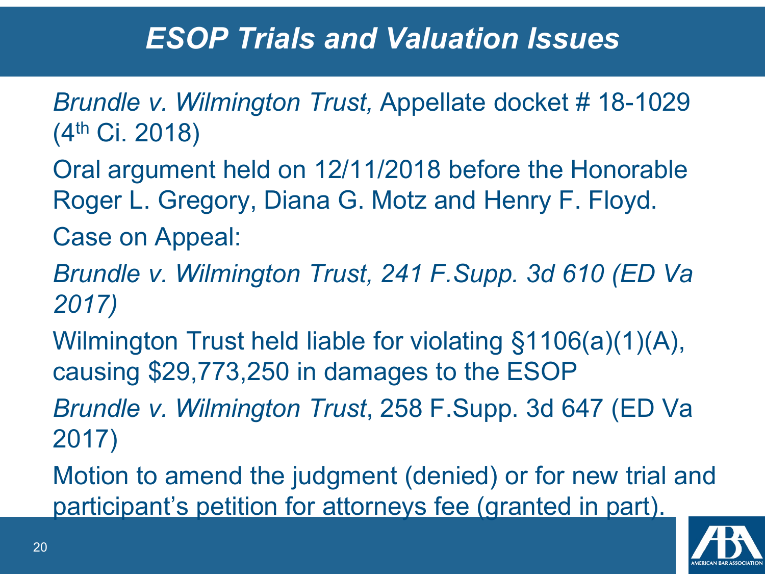# *ESOP Trials and Valuation Issues*

*Brundle v. Wilmington Trust,* Appellate docket # 18-1029 ($4^{th}$ Ci. 2018)

Oral argument held on 12/11/2018 before the Honorable Roger L. Gregory, Diana G. Motz and Henry F. Floyd.

Case on Appeal:

*Brundle v. Wilmington Trust, 241 F.Supp. 3d 610 (ED Va 2017)*

Wilmington Trust held liable for violating §1106(a)(1)(A), causing $29,773,250 in damages to the ESOP

*Brundle v. Wilmington Trust*, 258 F.Supp. 3d 647 (ED Va 2017)

Motion to amend the judgment (denied) or for new trial and participant's petition for attorneys fee (granted in part).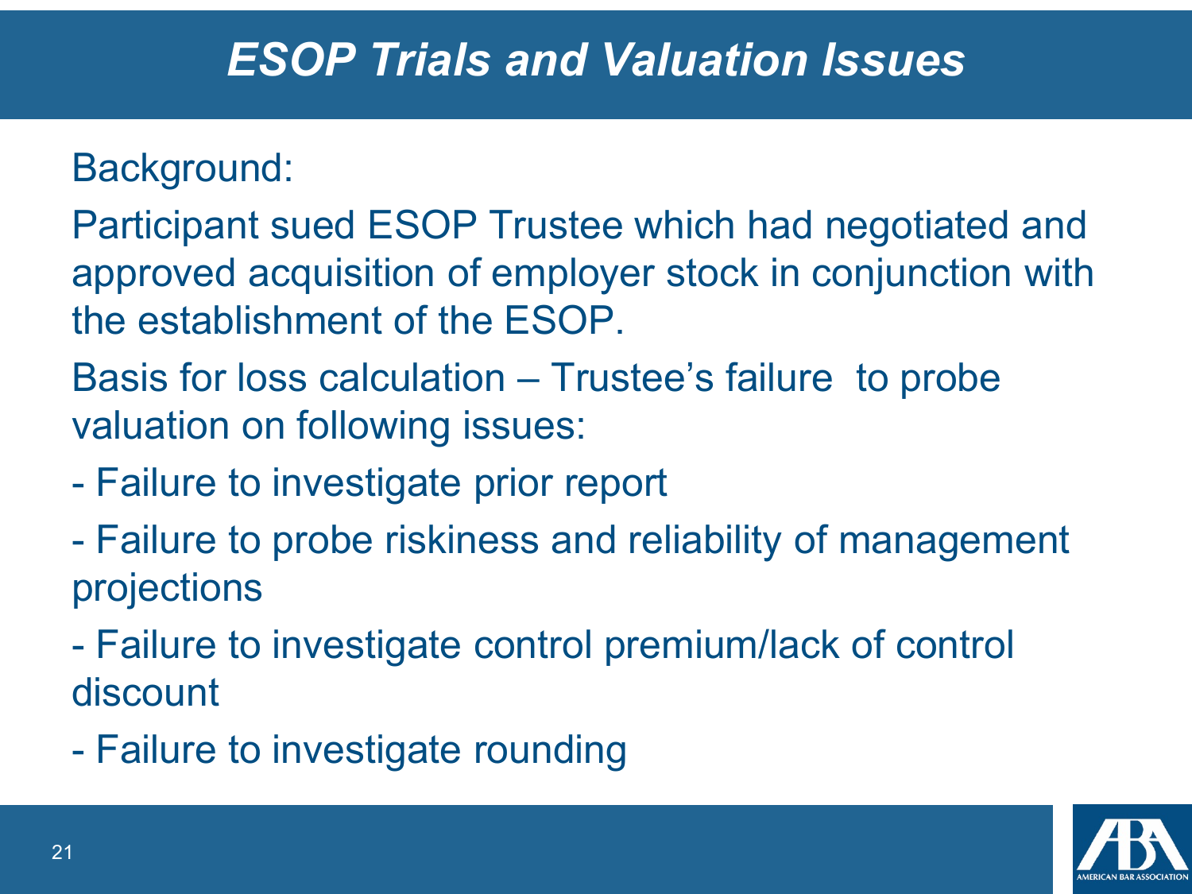# *ESOP Trials and Valuation Issues*

Background:

Participant sued ESOP Trustee which had negotiated and approved acquisition of employer stock in conjunction with the establishment of the ESOP.

Basis for loss calculation – Trustee's failure to probe valuation on following issues:

- Failure to investigate prior report
- Failure to probe riskiness and reliability of management projections
- Failure to investigate control premium/lack of control discount
- Failure to investigate rounding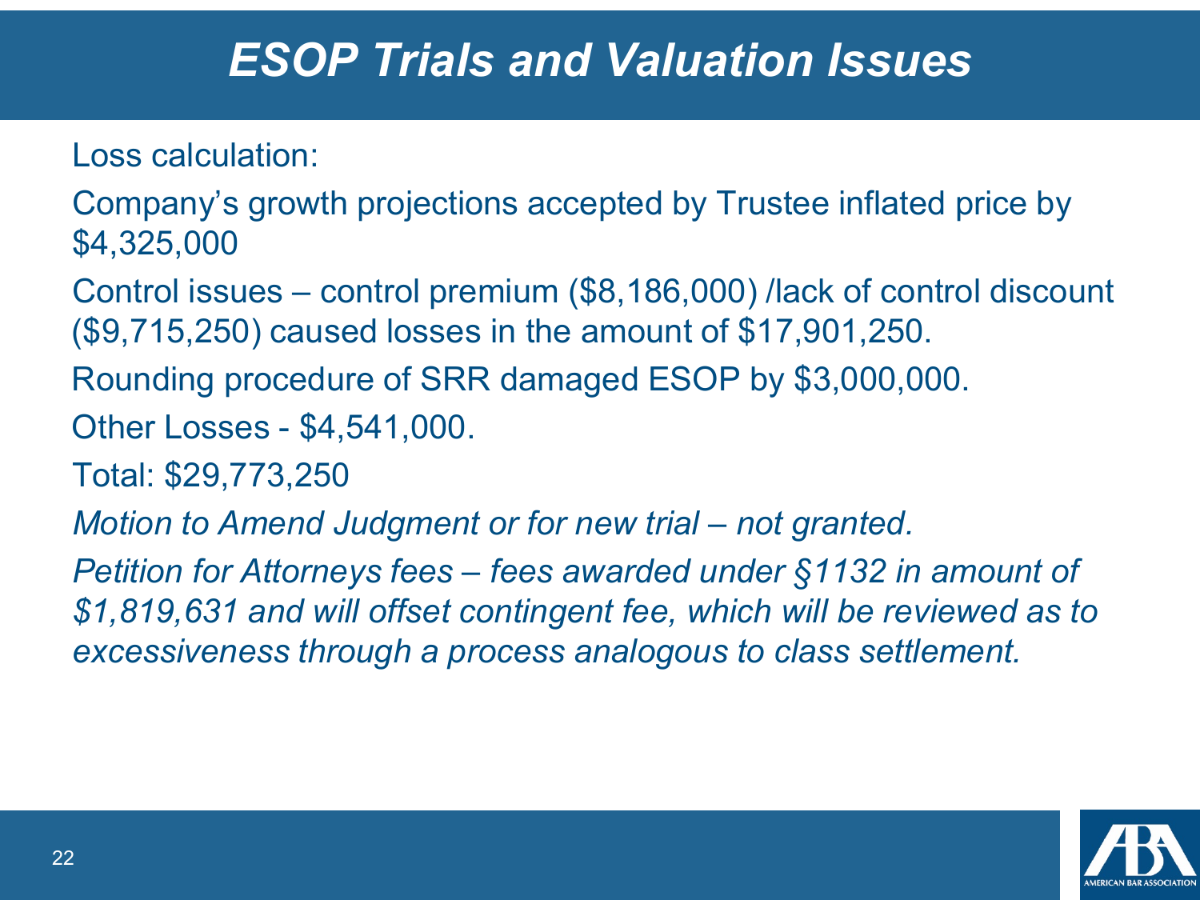# ESOP Trials and Valuation Issues

Loss calculation:

Company's growth projections accepted by Trustee inflated price by $4,325,000

Control issues – control premium ($8,186,000) /lack of control discount ($9,715,250) caused losses in the amount of $17,901,250.

Rounding procedure of SRR damaged ESOP by $3,000,000.

Other Losses - $4,541,000.

Total: $29,773,250

*Motion to Amend Judgment or for new trial – not granted.*

*Petition for Attorneys fees – fees awarded under §1132 in amount of $1,819,631 and will offset contingent fee, which will be reviewed as to excessiveness through a process analogous to class settlement.*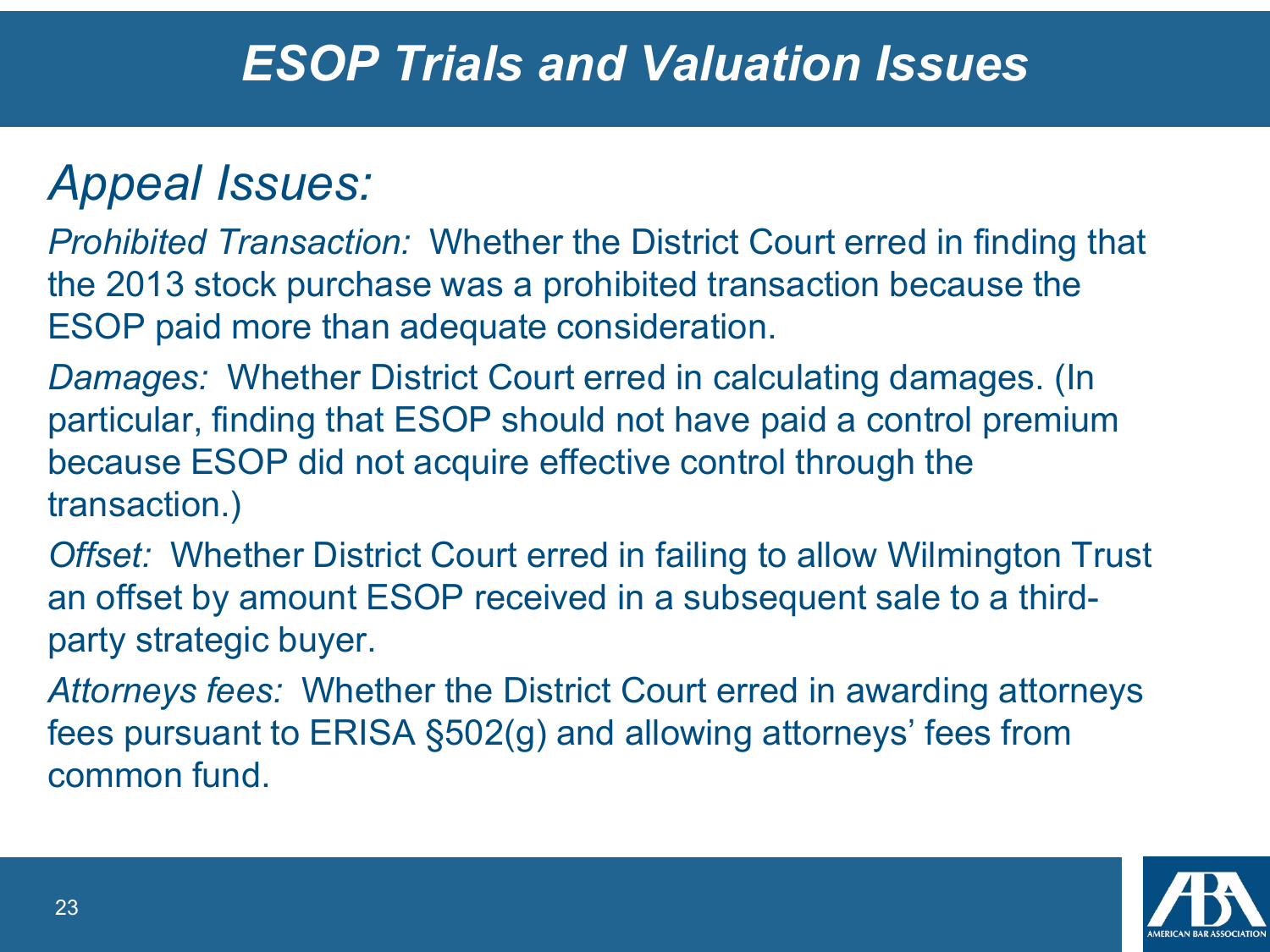# *ESOP Trials and Valuation Issues*

## *Appeal Issues:*

*Prohibited Transaction:* Whether the District Court erred in finding that the 2013 stock purchase was a prohibited transaction because the ESOP paid more than adequate consideration.

*Damages:* Whether District Court erred in calculating damages. (In particular, finding that ESOP should not have paid a control premium because ESOP did not acquire effective control through the transaction.)

*Offset:* Whether District Court erred in failing to allow Wilmington Trust an offset by amount ESOP received in a subsequent sale to a third-party strategic buyer.

*Attorneys fees:* Whether the District Court erred in awarding attorneys fees pursuant to ERISA §502(g) and allowing attorneys' fees from common fund.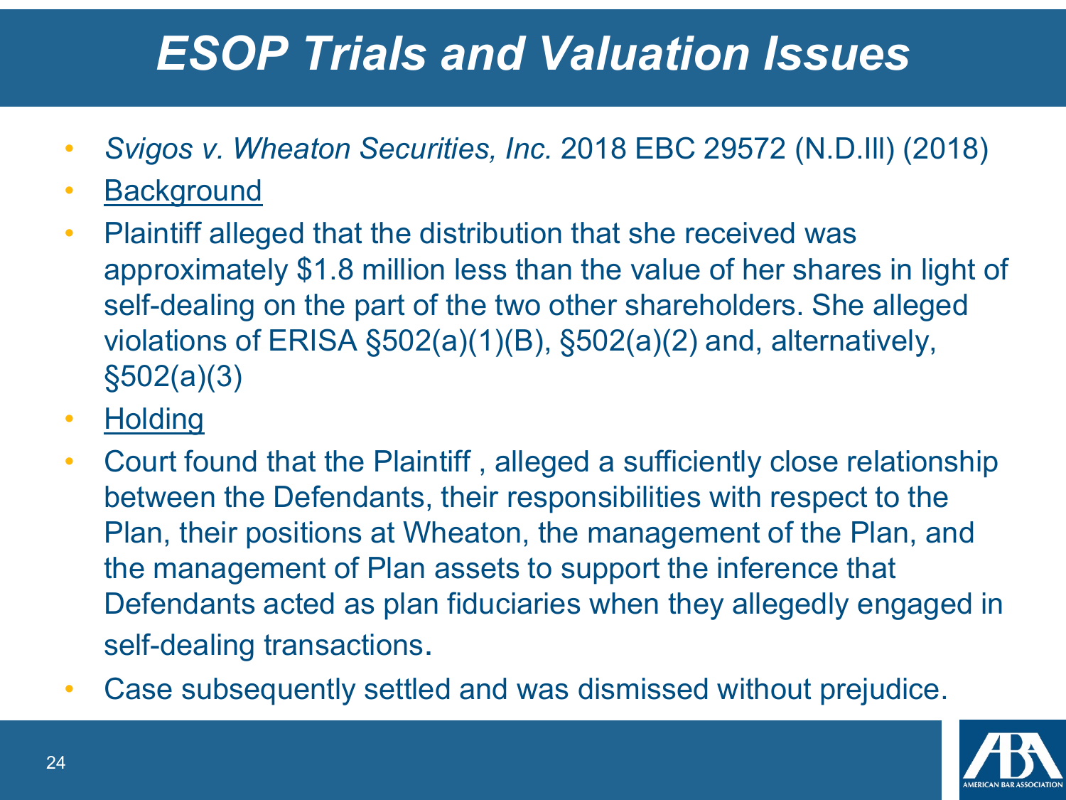# *ESOP Trials and Valuation Issues*

- *Svigos v. Wheaton Securities, Inc.* 2018 EBC 29572 (N.D.Ill) (2018)
- <u>Background</u>
- Plaintiff alleged that the distribution that she received was approximately $1.8 million less than the value of her shares in light of self-dealing on the part of the two other shareholders. She alleged violations of ERISA §502(a)(1)(B), §502(a)(2) and, alternatively, §502(a)(3)
- <u>Holding</u>
- Court found that the Plaintiff , alleged a sufficiently close relationship between the Defendants, their responsibilities with respect to the Plan, their positions at Wheaton, the management of the Plan, and the management of Plan assets to support the inference that Defendants acted as plan fiduciaries when they allegedly engaged in self-dealing transactions.
- Case subsequently settled and was dismissed without prejudice.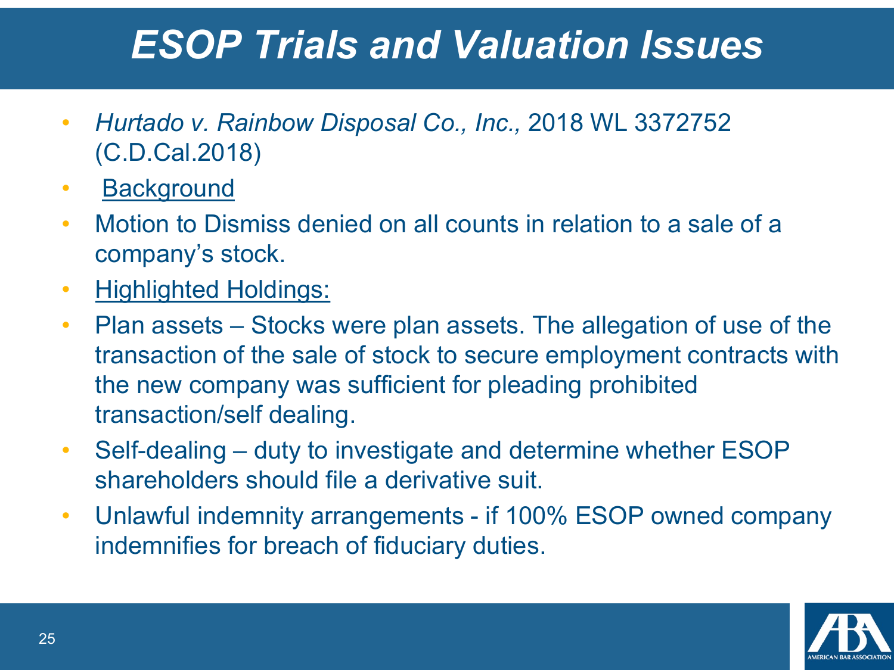# *ESOP Trials and Valuation Issues*

- *Hurtado v. Rainbow Disposal Co., Inc.,* 2018 WL 3372752 (C.D.Cal.2018)
- <u>Background</u>
- Motion to Dismiss denied on all counts in relation to a sale of a company's stock.
- <u>Highlighted Holdings:</u>
- Plan assets – Stocks were plan assets. The allegation of use of the transaction of the sale of stock to secure employment contracts with the new company was sufficient for pleading prohibited transaction/self dealing.
- Self-dealing – duty to investigate and determine whether ESOP shareholders should file a derivative suit.
- Unlawful indemnity arrangements - if 100% ESOP owned company indemnifies for breach of fiduciary duties.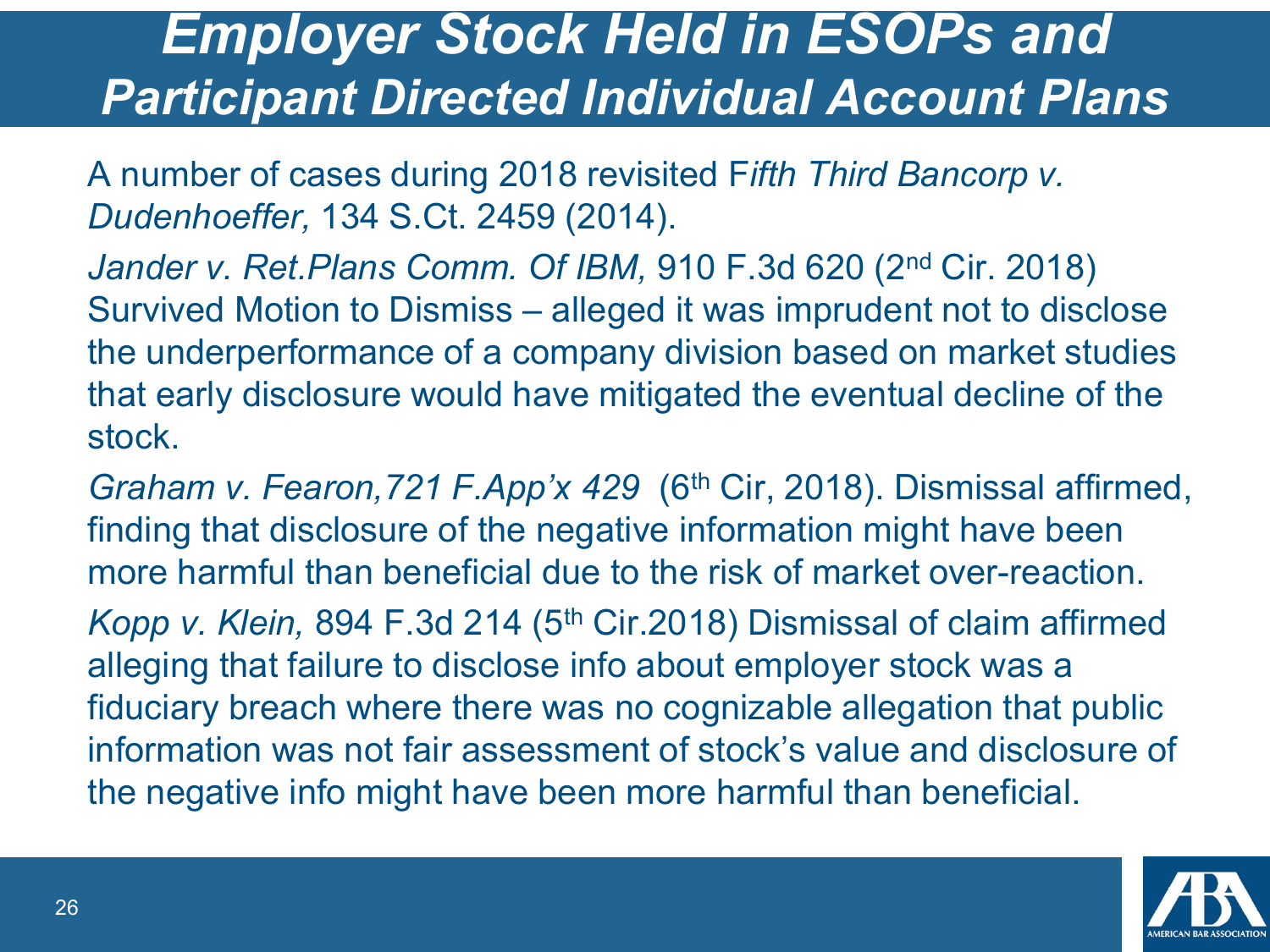# *Employer Stock Held in ESOPs and Participant Directed Individual Account Plans*

A number of cases during 2018 revisited F*ifth Third Bancorp v. Dudenhoeffer,* 134 S.Ct. 2459 (2014).

*Jander v. Ret.Plans Comm. Of IBM,* 910 F.3d 620 (2nd Cir. 2018) Survived Motion to Dismiss – alleged it was imprudent not to disclose the underperformance of a company division based on market studies that early disclosure would have mitigated the eventual decline of the stock.

*Graham v. Fearon,721 F.App'x 429* (6th Cir, 2018). Dismissal affirmed, finding that disclosure of the negative information might have been more harmful than beneficial due to the risk of market over-reaction.

*Kopp v. Klein,* 894 F.3d 214 (5th Cir.2018) Dismissal of claim affirmed alleging that failure to disclose info about employer stock was a fiduciary breach where there was no cognizable allegation that public information was not fair assessment of stock's value and disclosure of the negative info might have been more harmful than beneficial.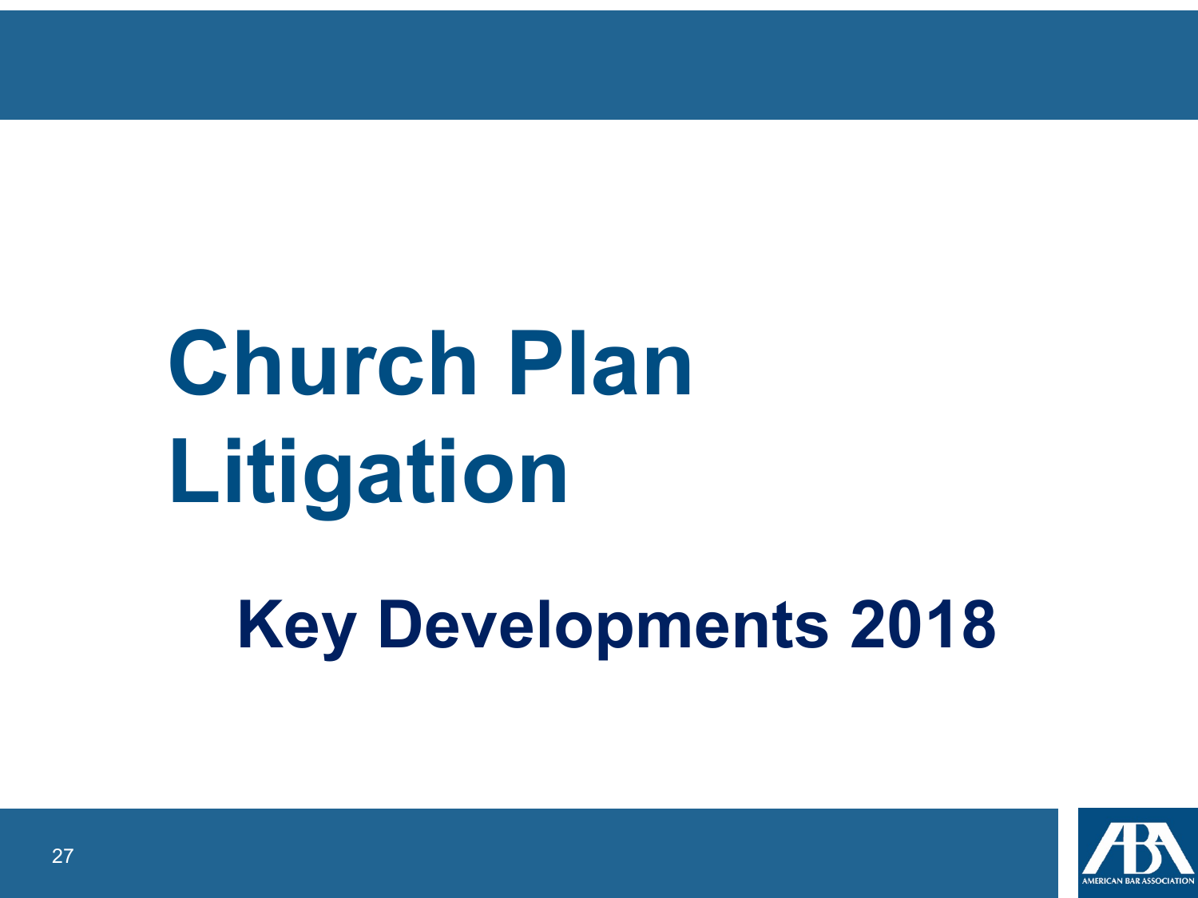# Church Plan Litigation

## Key Developments 2018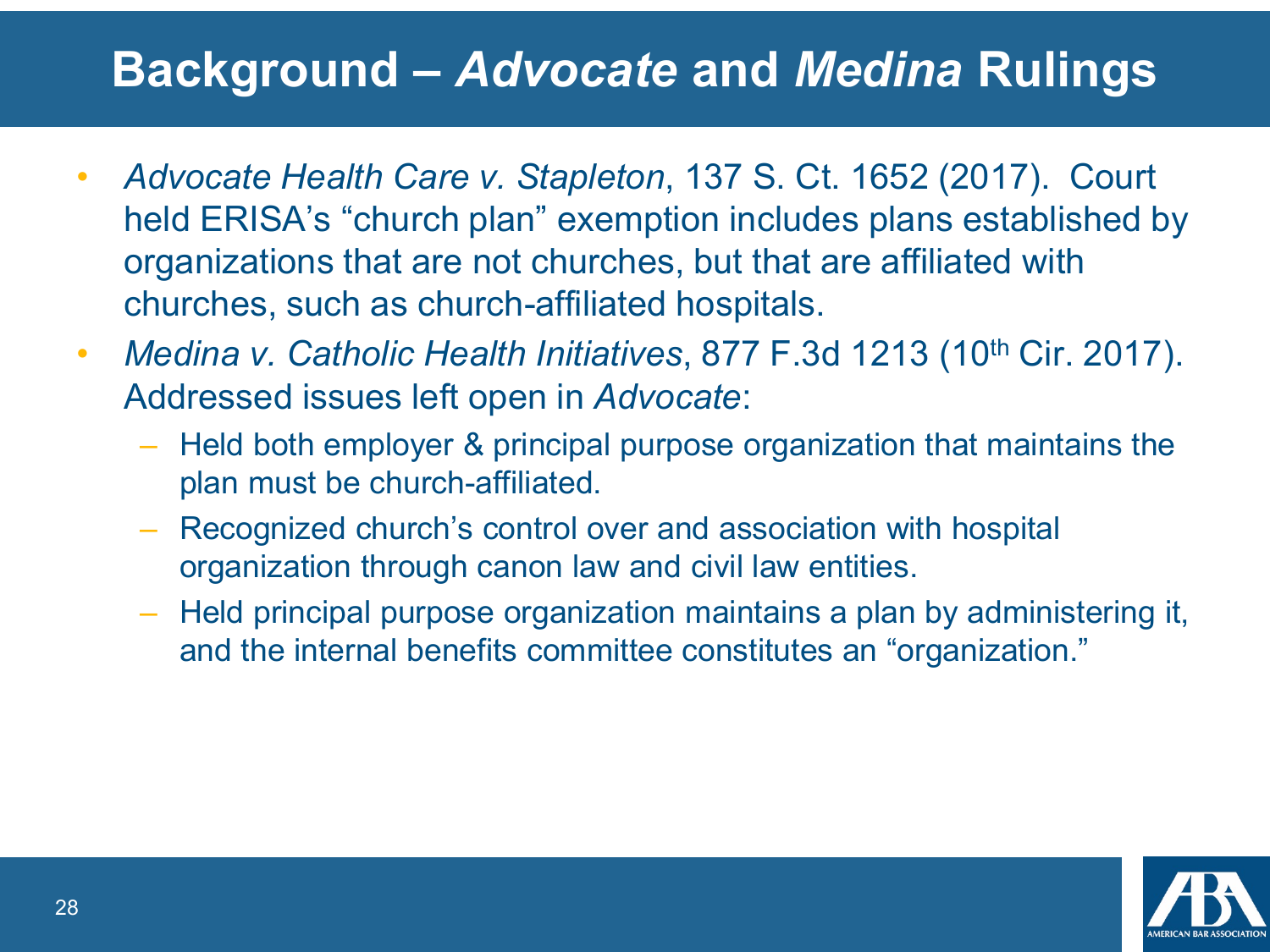# Background – *Advocate* and *Medina* Rulings

- *Advocate Health Care v. Stapleton*, 137 S. Ct. 1652 (2017). Court held ERISA's "church plan" exemption includes plans established by organizations that are not churches, but that are affiliated with churches, such as church-affiliated hospitals.
- *Medina v. Catholic Health Initiatives*, 877 F.3d 1213 (10th Cir. 2017). Addressed issues left open in *Advocate*:
  - Held both employer & principal purpose organization that maintains the plan must be church-affiliated.
  - Recognized church's control over and association with hospital organization through canon law and civil law entities.
  - Held principal purpose organization maintains a plan by administering it, and the internal benefits committee constitutes an "organization."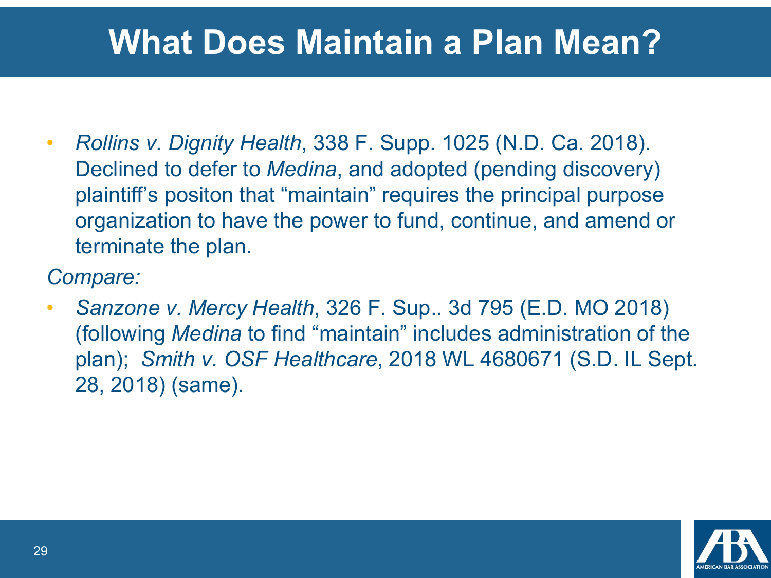# What Does Maintain a Plan Mean?

- *Rollins v. Dignity Health*, 338 F. Supp. 1025 (N.D. Ca. 2018). Declined to defer to *Medina*, and adopted (pending discovery) plaintiff's positon that "maintain" requires the principal purpose organization to have the power to fund, continue, and amend or terminate the plan.

*Compare:*

- *Sanzone v. Mercy Health*, 326 F. Sup.. 3d 795 (E.D. MO 2018) (following *Medina* to find "maintain" includes administration of the plan); *Smith v. OSF Healthcare*, 2018 WL 4680671 (S.D. IL Sept. 28, 2018) (same).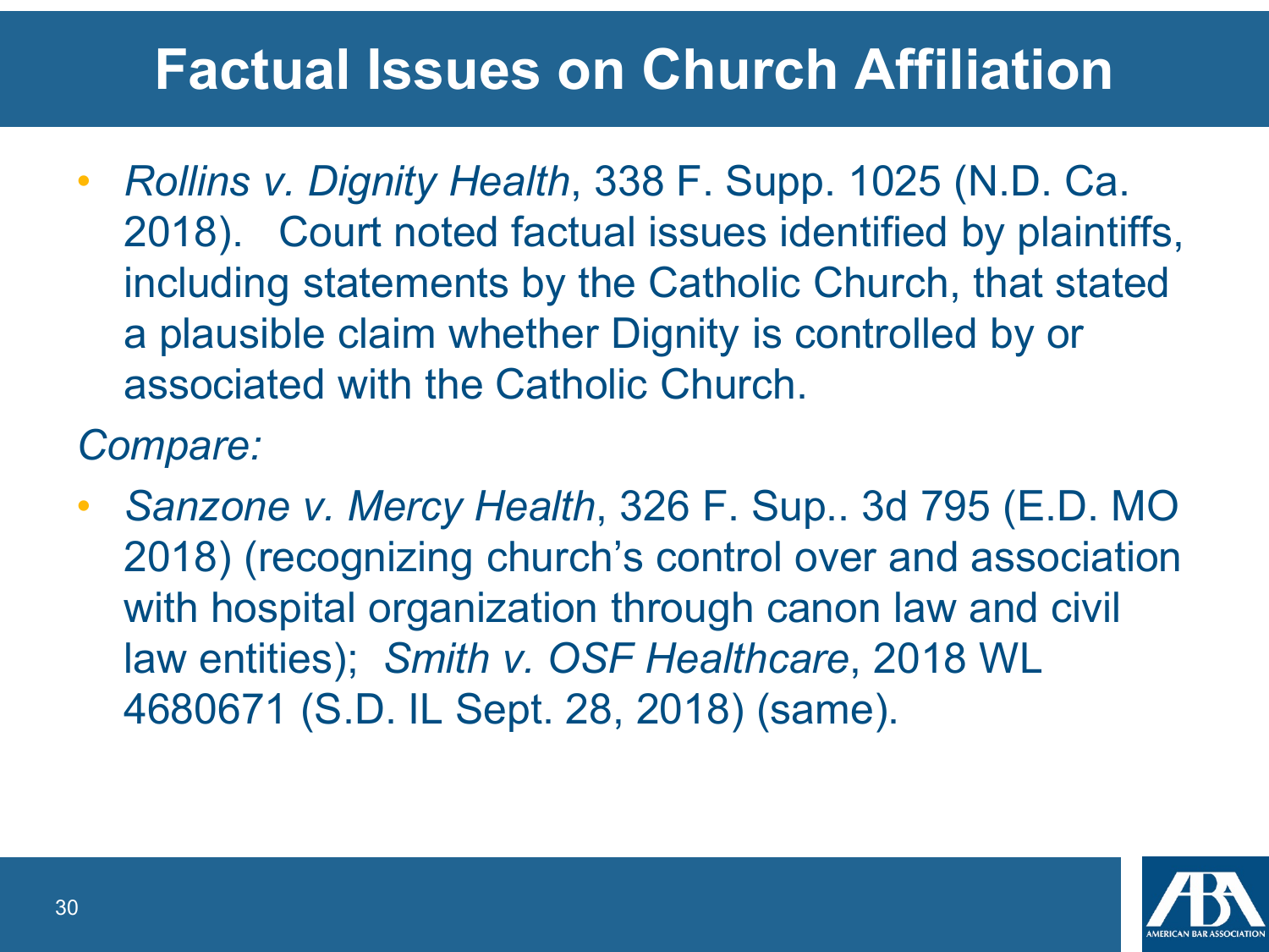# Factual Issues on Church Affiliation

- *Rollins v. Dignity Health*, 338 F. Supp. 1025 (N.D. Ca. 2018). Court noted factual issues identified by plaintiffs, including statements by the Catholic Church, that stated a plausible claim whether Dignity is controlled by or associated with the Catholic Church.

*Compare:*

- *Sanzone v. Mercy Health*, 326 F. Sup.. 3d 795 (E.D. MO 2018) (recognizing church's control over and association with hospital organization through canon law and civil law entities); *Smith v. OSF Healthcare*, 2018 WL 4680671 (S.D. IL Sept. 28, 2018) (same).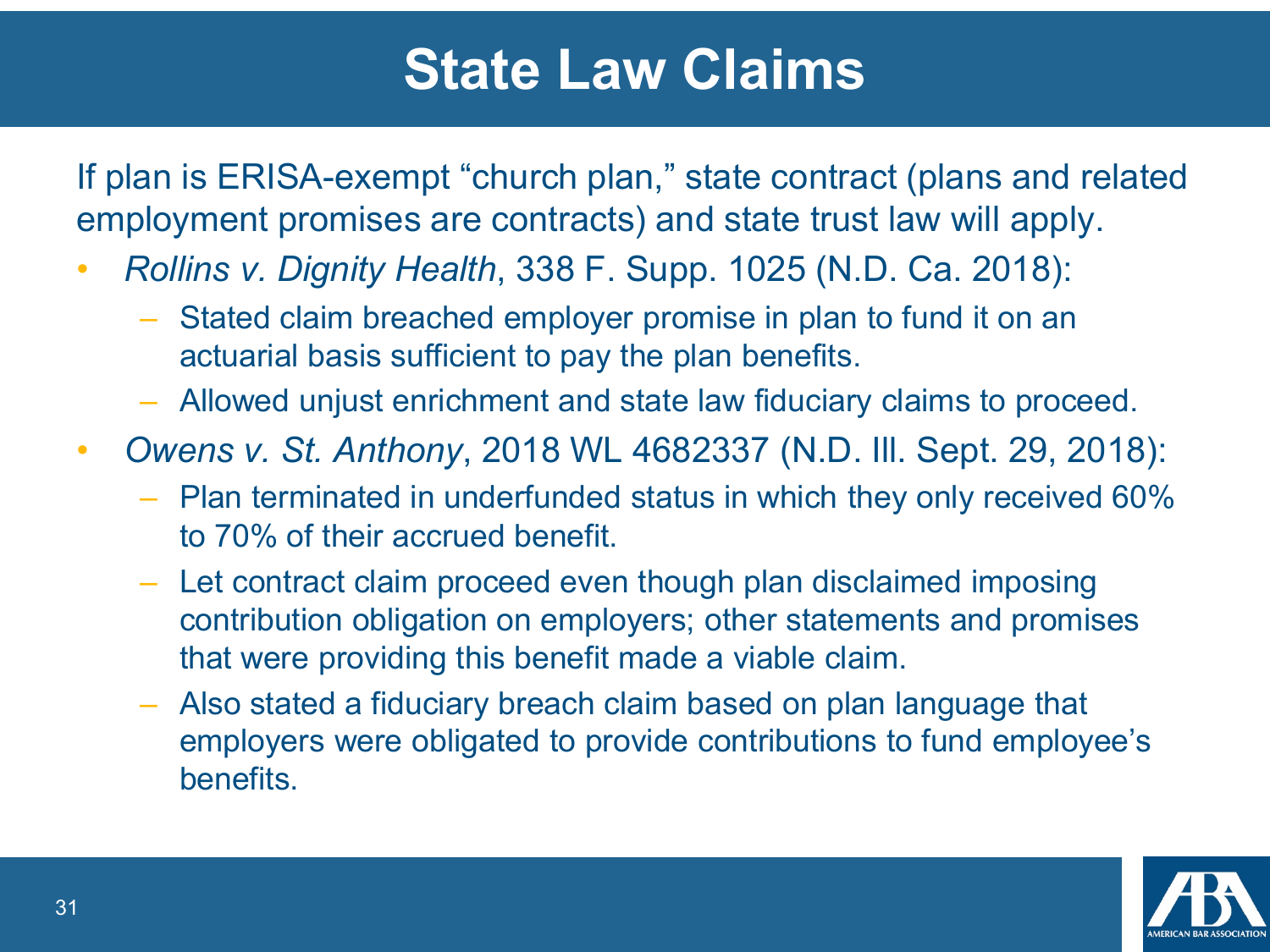# State Law Claims

If plan is ERISA-exempt "church plan," state contract (plans and related employment promises are contracts) and state trust law will apply.

- *Rollins v. Dignity Health*, 338 F. Supp. 1025 (N.D. Ca. 2018):
  - Stated claim breached employer promise in plan to fund it on an actuarial basis sufficient to pay the plan benefits.
  - Allowed unjust enrichment and state law fiduciary claims to proceed.
- *Owens v. St. Anthony*, 2018 WL 4682337 (N.D. Ill. Sept. 29, 2018):
  - Plan terminated in underfunded status in which they only received 60% to 70% of their accrued benefit.
  - Let contract claim proceed even though plan disclaimed imposing contribution obligation on employers; other statements and promises that were providing this benefit made a viable claim.
  - Also stated a fiduciary breach claim based on plan language that employers were obligated to provide contributions to fund employee's benefits.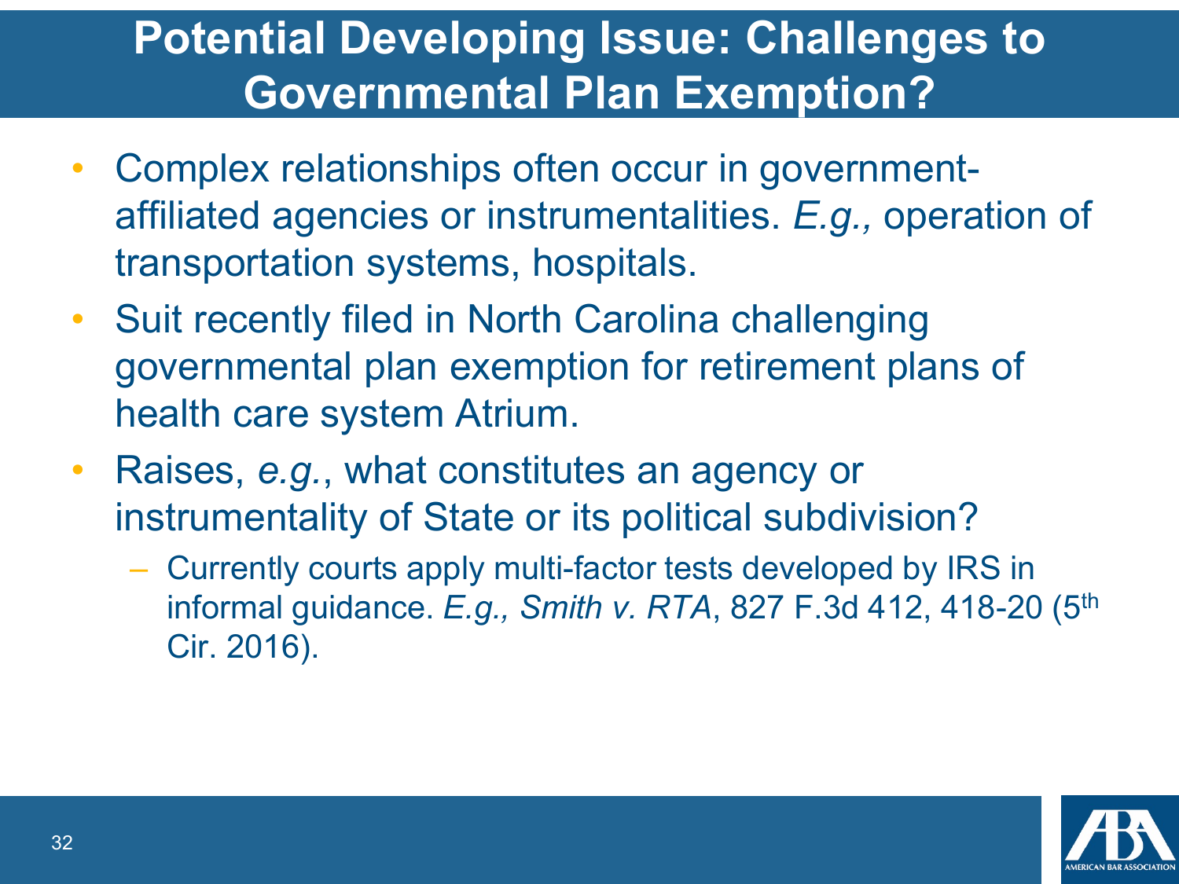# Potential Developing Issue: Challenges to Governmental Plan Exemption?

- Complex relationships often occur in government-affiliated agencies or instrumentalities. *E.g.,* operation of transportation systems, hospitals.
- Suit recently filed in North Carolina challenging governmental plan exemption for retirement plans of health care system Atrium.
- Raises, *e.g.*, what constitutes an agency or instrumentality of State or its political subdivision?
  - Currently courts apply multi-factor tests developed by IRS in informal guidance. *E.g., Smith v. RTA*, 827 F.3d 412, 418-20 (5th Cir. 2016).